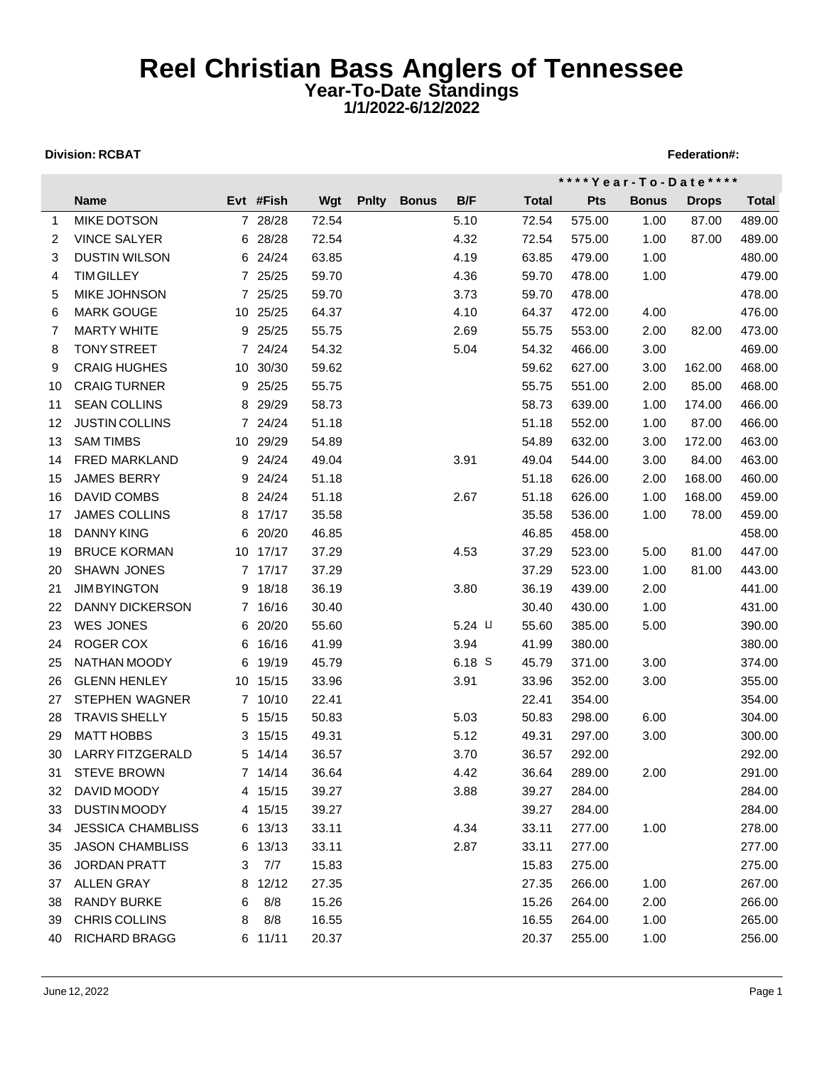# Reel Christian Bass Anglers of Tennessee

## Year-To-Date Standings

### 1/1/2022-6/12/2022

**Division: RCBAT** **Federation#:**

| | | | | | | | | | **\*\*\*\*Year-To-Date\*\*\*\*** | | | |
|---|---|---|---|---|---|---|---|---|---|---|---|---|
| | **Name** | **Evt** | **#Fish** | **Wgt** | **Pnlty** | **Bonus** | **B/F** | **Total** | **Pts** | **Bonus** | **Drops** | **Total** |
| 1 | MIKE DOTSON | 7 | 28/28 | 72.54 | | | 5.10 | 72.54 | 575.00 | 1.00 | 87.00 | 489.00 |
| 2 | VINCE SALYER | 6 | 28/28 | 72.54 | | | 4.32 | 72.54 | 575.00 | 1.00 | 87.00 | 489.00 |
| 3 | DUSTIN WILSON | 6 | 24/24 | 63.85 | | | 4.19 | 63.85 | 479.00 | 1.00 | | 480.00 |
| 4 | TIM GILLEY | 7 | 25/25 | 59.70 | | | 4.36 | 59.70 | 478.00 | 1.00 | | 479.00 |
| 5 | MIKE JOHNSON | 7 | 25/25 | 59.70 | | | 3.73 | 59.70 | 478.00 | | | 478.00 |
| 6 | MARK GOUGE | 10 | 25/25 | 64.37 | | | 4.10 | 64.37 | 472.00 | 4.00 | | 476.00 |
| 7 | MARTY WHITE | 9 | 25/25 | 55.75 | | | 2.69 | 55.75 | 553.00 | 2.00 | 82.00 | 473.00 |
| 8 | TONY STREET | 7 | 24/24 | 54.32 | | | 5.04 | 54.32 | 466.00 | 3.00 | | 469.00 |
| 9 | CRAIG HUGHES | 10 | 30/30 | 59.62 | | | | 59.62 | 627.00 | 3.00 | 162.00 | 468.00 |
| 10 | CRAIG TURNER | 9 | 25/25 | 55.75 | | | | 55.75 | 551.00 | 2.00 | 85.00 | 468.00 |
| 11 | SEAN COLLINS | 8 | 29/29 | 58.73 | | | | 58.73 | 639.00 | 1.00 | 174.00 | 466.00 |
| 12 | JUSTIN COLLINS | 7 | 24/24 | 51.18 | | | | 51.18 | 552.00 | 1.00 | 87.00 | 466.00 |
| 13 | SAM TIMBS | 10 | 29/29 | 54.89 | | | | 54.89 | 632.00 | 3.00 | 172.00 | 463.00 |
| 14 | FRED MARKLAND | 9 | 24/24 | 49.04 | | | 3.91 | 49.04 | 544.00 | 3.00 | 84.00 | 463.00 |
| 15 | JAMES BERRY | 9 | 24/24 | 51.18 | | | | 51.18 | 626.00 | 2.00 | 168.00 | 460.00 |
| 16 | DAVID COMBS | 8 | 24/24 | 51.18 | | | 2.67 | 51.18 | 626.00 | 1.00 | 168.00 | 459.00 |
| 17 | JAMES COLLINS | 8 | 17/17 | 35.58 | | | | 35.58 | 536.00 | 1.00 | 78.00 | 459.00 |
| 18 | DANNY KING | 6 | 20/20 | 46.85 | | | | 46.85 | 458.00 | | | 458.00 |
| 19 | BRUCE KORMAN | 10 | 17/17 | 37.29 | | | 4.53 | 37.29 | 523.00 | 5.00 | 81.00 | 447.00 |
| 20 | SHAWN JONES | 7 | 17/17 | 37.29 | | | | 37.29 | 523.00 | 1.00 | 81.00 | 443.00 |
| 21 | JIM BYINGTON | 9 | 18/18 | 36.19 | | | 3.80 | 36.19 | 439.00 | 2.00 | | 441.00 |
| 22 | DANNY DICKERSON | 7 | 16/16 | 30.40 | | | | 30.40 | 430.00 | 1.00 | | 431.00 |
| 23 | WES JONES | 6 | 20/20 | 55.60 | | | 5.24 LI | 55.60 | 385.00 | 5.00 | | 390.00 |
| 24 | ROGER COX | 6 | 16/16 | 41.99 | | | 3.94 | 41.99 | 380.00 | | | 380.00 |
| 25 | NATHAN MOODY | 6 | 19/19 | 45.79 | | | 6.18 S | 45.79 | 371.00 | 3.00 | | 374.00 |
| 26 | GLENN HENLEY | 10 | 15/15 | 33.96 | | | 3.91 | 33.96 | 352.00 | 3.00 | | 355.00 |
| 27 | STEPHEN WAGNER | 7 | 10/10 | 22.41 | | | | 22.41 | 354.00 | | | 354.00 |
| 28 | TRAVIS SHELLY | 5 | 15/15 | 50.83 | | | 5.03 | 50.83 | 298.00 | 6.00 | | 304.00 |
| 29 | MATT HOBBS | 3 | 15/15 | 49.31 | | | 5.12 | 49.31 | 297.00 | 3.00 | | 300.00 |
| 30 | LARRY FITZGERALD | 5 | 14/14 | 36.57 | | | 3.70 | 36.57 | 292.00 | | | 292.00 |
| 31 | STEVE BROWN | 7 | 14/14 | 36.64 | | | 4.42 | 36.64 | 289.00 | 2.00 | | 291.00 |
| 32 | DAVID MOODY | 4 | 15/15 | 39.27 | | | 3.88 | 39.27 | 284.00 | | | 284.00 |
| 33 | DUSTIN MOODY | 4 | 15/15 | 39.27 | | | | 39.27 | 284.00 | | | 284.00 |
| 34 | JESSICA CHAMBLISS | 6 | 13/13 | 33.11 | | | 4.34 | 33.11 | 277.00 | 1.00 | | 278.00 |
| 35 | JASON CHAMBLISS | 6 | 13/13 | 33.11 | | | 2.87 | 33.11 | 277.00 | | | 277.00 |
| 36 | JORDAN PRATT | 3 | 7/7 | 15.83 | | | | 15.83 | 275.00 | | | 275.00 |
| 37 | ALLEN GRAY | 8 | 12/12 | 27.35 | | | | 27.35 | 266.00 | 1.00 | | 267.00 |
| 38 | RANDY BURKE | 6 | 8/8 | 15.26 | | | | 15.26 | 264.00 | 2.00 | | 266.00 |
| 39 | CHRIS COLLINS | 8 | 8/8 | 16.55 | | | | 16.55 | 264.00 | 1.00 | | 265.00 |
| 40 | RICHARD BRAGG | 6 | 11/11 | 20.37 | | | | 20.37 | 255.00 | 1.00 | | 256.00 |

June 12, 2022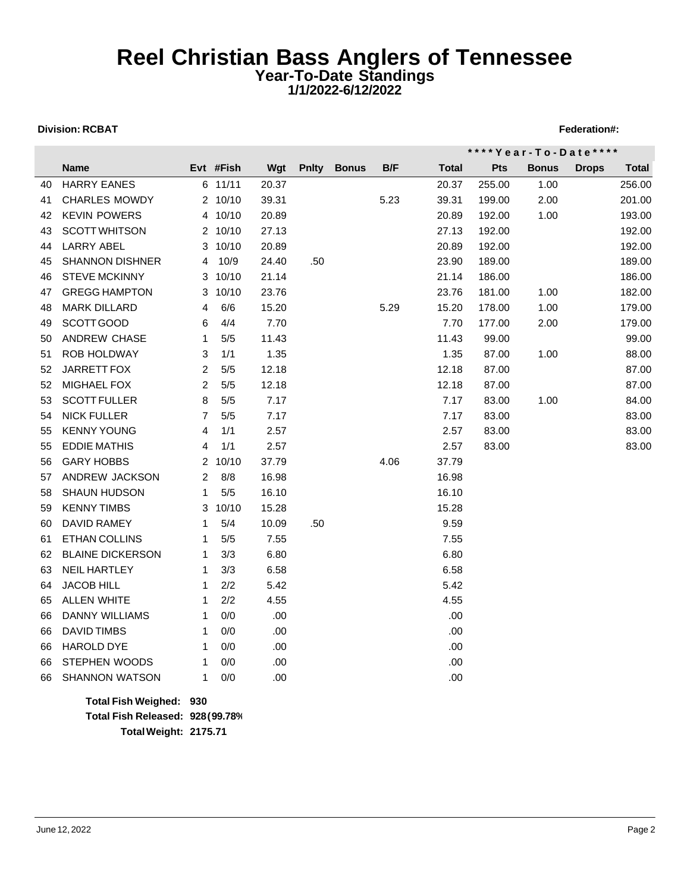# Reel Christian Bass Anglers of Tennessee

## Year-To-Date Standings

### 1/1/2022-6/12/2022

**Division: RCBAT** **Federation#:**

| | | | | | | | | | ****Year-To-Date**** | | | |
|---|---|---|---|---|---|---|---|---|---|---|---|---|
| | **Name** | **Evt** | **#Fish** | **Wgt** | **Pnlty** | **Bonus** | **B/F** | **Total** | **Pts** | **Bonus** | **Drops** | **Total** |
| 40 | HARRY EANES | 6 | 11/11 | 20.37 | | | | 20.37 | 255.00 | 1.00 | | 256.00 |
| 41 | CHARLES MOWDY | 2 | 10/10 | 39.31 | | | 5.23 | 39.31 | 199.00 | 2.00 | | 201.00 |
| 42 | KEVIN POWERS | 4 | 10/10 | 20.89 | | | | 20.89 | 192.00 | 1.00 | | 193.00 |
| 43 | SCOTT WHITSON | 2 | 10/10 | 27.13 | | | | 27.13 | 192.00 | | | 192.00 |
| 44 | LARRY ABEL | 3 | 10/10 | 20.89 | | | | 20.89 | 192.00 | | | 192.00 |
| 45 | SHANNON DISHNER | 4 | 10/9 | 24.40 | .50 | | | 23.90 | 189.00 | | | 189.00 |
| 46 | STEVE MCKINNY | 3 | 10/10 | 21.14 | | | | 21.14 | 186.00 | | | 186.00 |
| 47 | GREGG HAMPTON | 3 | 10/10 | 23.76 | | | | 23.76 | 181.00 | 1.00 | | 182.00 |
| 48 | MARK DILLARD | 4 | 6/6 | 15.20 | | | 5.29 | 15.20 | 178.00 | 1.00 | | 179.00 |
| 49 | SCOTT GOOD | 6 | 4/4 | 7.70 | | | | 7.70 | 177.00 | 2.00 | | 179.00 |
| 50 | ANDREW CHASE | 1 | 5/5 | 11.43 | | | | 11.43 | 99.00 | | | 99.00 |
| 51 | ROB HOLDWAY | 3 | 1/1 | 1.35 | | | | 1.35 | 87.00 | 1.00 | | 88.00 |
| 52 | JARRETT FOX | 2 | 5/5 | 12.18 | | | | 12.18 | 87.00 | | | 87.00 |
| 52 | MIGHAEL FOX | 2 | 5/5 | 12.18 | | | | 12.18 | 87.00 | | | 87.00 |
| 53 | SCOTT FULLER | 8 | 5/5 | 7.17 | | | | 7.17 | 83.00 | 1.00 | | 84.00 |
| 54 | NICK FULLER | 7 | 5/5 | 7.17 | | | | 7.17 | 83.00 | | | 83.00 |
| 55 | KENNY YOUNG | 4 | 1/1 | 2.57 | | | | 2.57 | 83.00 | | | 83.00 |
| 55 | EDDIE MATHIS | 4 | 1/1 | 2.57 | | | | 2.57 | 83.00 | | | 83.00 |
| 56 | GARY HOBBS | 2 | 10/10 | 37.79 | | | 4.06 | 37.79 | | | | |
| 57 | ANDREW JACKSON | 2 | 8/8 | 16.98 | | | | 16.98 | | | | |
| 58 | SHAUN HUDSON | 1 | 5/5 | 16.10 | | | | 16.10 | | | | |
| 59 | KENNY TIMBS | 3 | 10/10 | 15.28 | | | | 15.28 | | | | |
| 60 | DAVID RAMEY | 1 | 5/4 | 10.09 | .50 | | | 9.59 | | | | |
| 61 | ETHAN COLLINS | 1 | 5/5 | 7.55 | | | | 7.55 | | | | |
| 62 | BLAINE DICKERSON | 1 | 3/3 | 6.80 | | | | 6.80 | | | | |
| 63 | NEIL HARTLEY | 1 | 3/3 | 6.58 | | | | 6.58 | | | | |
| 64 | JACOB HILL | 1 | 2/2 | 5.42 | | | | 5.42 | | | | |
| 65 | ALLEN WHITE | 1 | 2/2 | 4.55 | | | | 4.55 | | | | |
| 66 | DANNY WILLIAMS | 1 | 0/0 | .00 | | | | .00 | | | | |
| 66 | DAVID TIMBS | 1 | 0/0 | .00 | | | | .00 | | | | |
| 66 | HAROLD DYE | 1 | 0/0 | .00 | | | | .00 | | | | |
| 66 | STEPHEN WOODS | 1 | 0/0 | .00 | | | | .00 | | | | |
| 66 | SHANNON WATSON | 1 | 0/0 | .00 | | | | .00 | | | | |

**Total Fish Weighed: 930**

**Total Fish Released: 928 (99.78%**

**Total Weight: 2175.71**

June 12, 2022